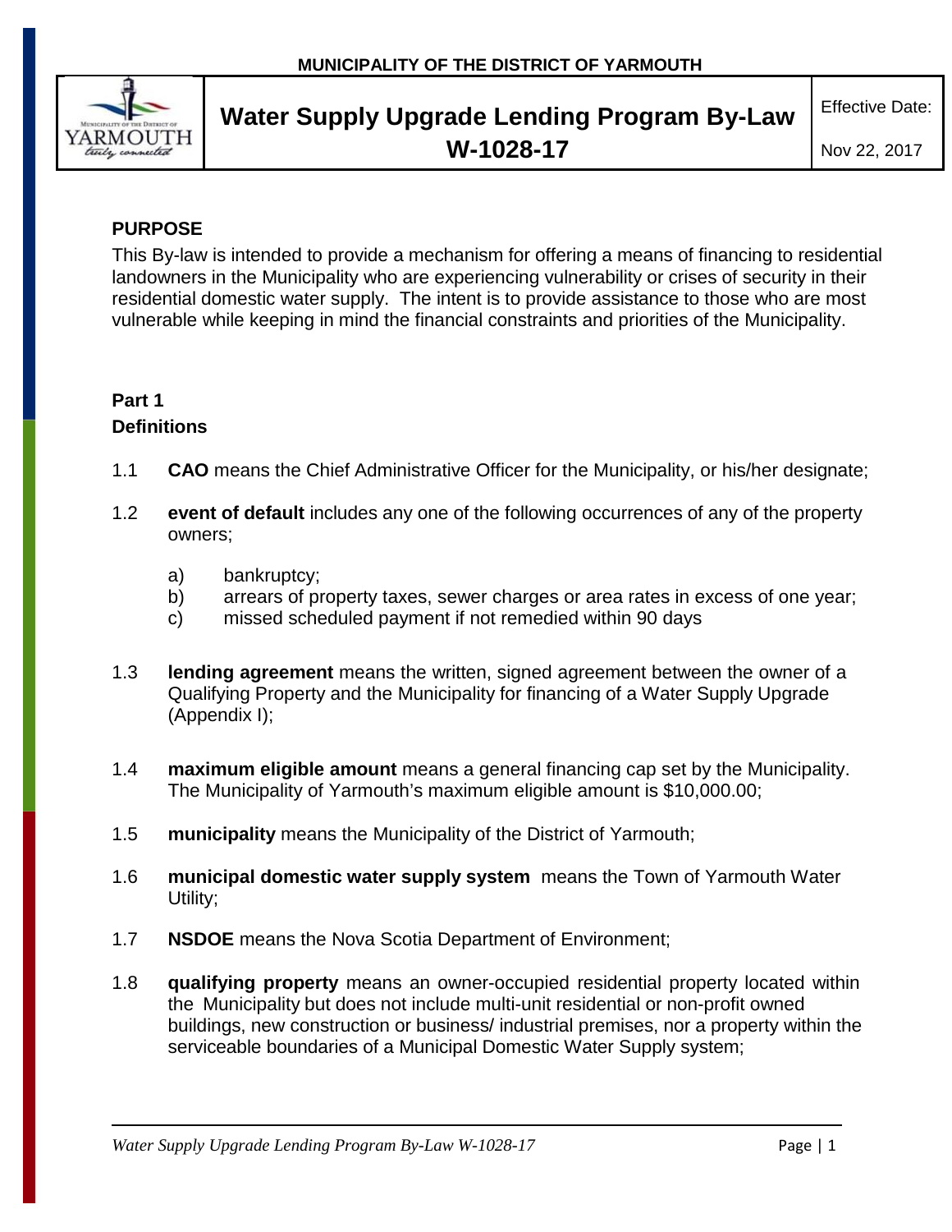MUNICIPALITY OF THE DISTRICT OF YARMOUTH

# Water Supply Upgrade Lending Program By-Law W-1028-17

Effective Date: Nov 22, 2017

## PURPOSE

This By-law is intended to provide a mechanism for offering a means of financing to residential landowners in the Municipality who are experiencing vulnerability or crises of security in their residential domestic water supply. The intent is to provide assistance to those who are most vulnerable while keeping in mind the financial constraints and priorities of the Municipality.

## Part 1
## Definitions

1.1 **CAO** means the Chief Administrative Officer for the Municipality, or his/her designate;

1.2 **event of default** includes any one of the following occurrences of any of the property owners;

   a) bankruptcy;
   b) arrears of property taxes, sewer charges or area rates in excess of one year;
   c) missed scheduled payment if not remedied within 90 days

1.3 **lending agreement** means the written, signed agreement between the owner of a Qualifying Property and the Municipality for financing of a Water Supply Upgrade (Appendix I);

1.4 **maximum eligible amount** means a general financing cap set by the Municipality. The Municipality of Yarmouth's maximum eligible amount is $10,000.00;

1.5 **municipality** means the Municipality of the District of Yarmouth;

1.6 **municipal domestic water supply system** means the Town of Yarmouth Water Utility;

1.7 **NSDOE** means the Nova Scotia Department of Environment;

1.8 **qualifying property** means an owner-occupied residential property located within the Municipality but does not include multi-unit residential or non-profit owned buildings, new construction or business/ industrial premises, nor a property within the serviceable boundaries of a Municipal Domestic Water Supply system;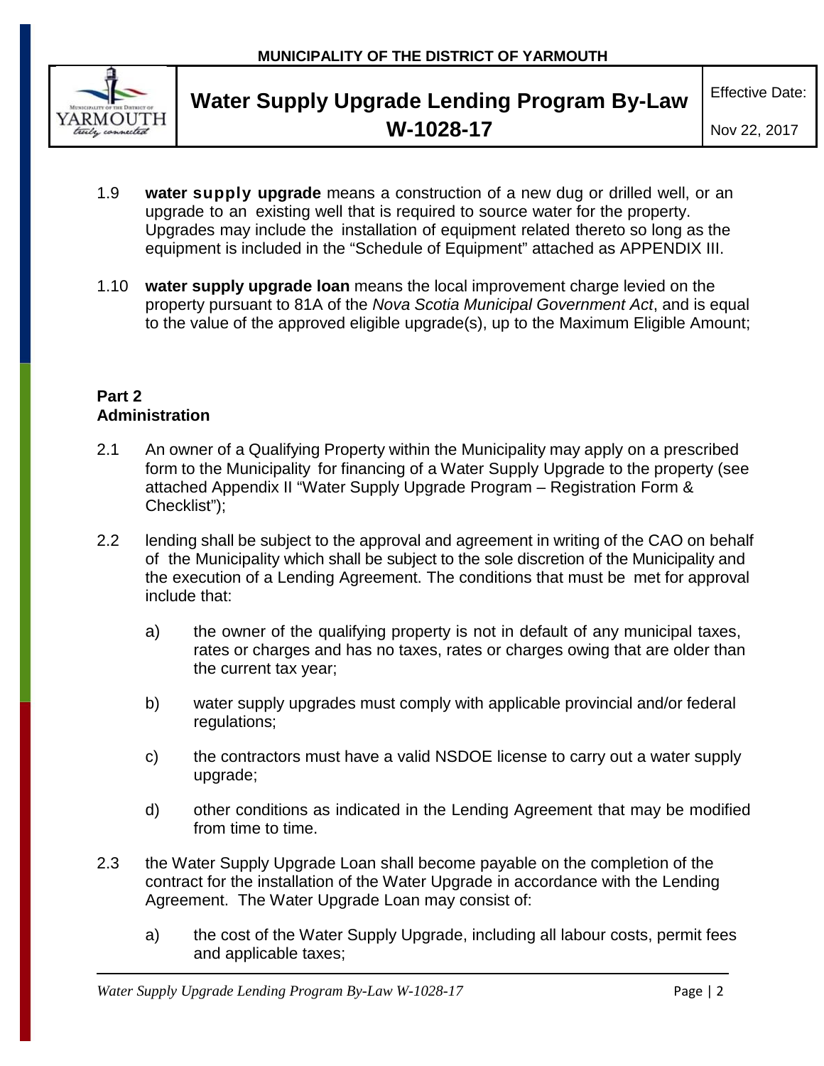1.9 **water supply upgrade** means a construction of a new dug or drilled well, or an upgrade to an existing well that is required to source water for the property. Upgrades may include the installation of equipment related thereto so long as the equipment is included in the "Schedule of Equipment" attached as APPENDIX III.

1.10 **water supply upgrade loan** means the local improvement charge levied on the property pursuant to 81A of the *Nova Scotia Municipal Government Act*, and is equal to the value of the approved eligible upgrade(s), up to the Maximum Eligible Amount;

## Part 2
## Administration

2.1 An owner of a Qualifying Property within the Municipality may apply on a prescribed form to the Municipality for financing of a Water Supply Upgrade to the property (see attached Appendix II "Water Supply Upgrade Program – Registration Form & Checklist");

2.2 lending shall be subject to the approval and agreement in writing of the CAO on behalf of the Municipality which shall be subject to the sole discretion of the Municipality and the execution of a Lending Agreement. The conditions that must be met for approval include that:

   a) the owner of the qualifying property is not in default of any municipal taxes, rates or charges and has no taxes, rates or charges owing that are older than the current tax year;

   b) water supply upgrades must comply with applicable provincial and/or federal regulations;

   c) the contractors must have a valid NSDOE license to carry out a water supply upgrade;

   d) other conditions as indicated in the Lending Agreement that may be modified from time to time.

2.3 the Water Supply Upgrade Loan shall become payable on the completion of the contract for the installation of the Water Upgrade in accordance with the Lending Agreement. The Water Upgrade Loan may consist of:

   a) the cost of the Water Supply Upgrade, including all labour costs, permit fees and applicable taxes;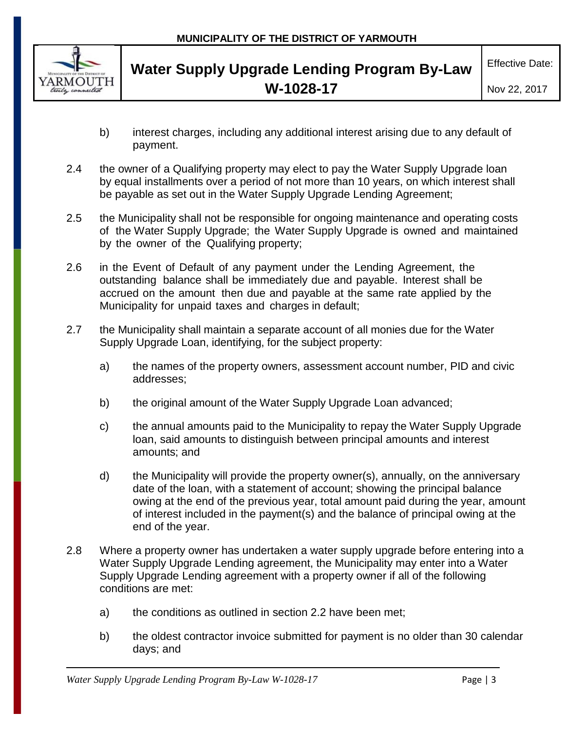b) interest charges, including any additional interest arising due to any default of payment.

2.4 the owner of a Qualifying property may elect to pay the Water Supply Upgrade loan by equal installments over a period of not more than 10 years, on which interest shall be payable as set out in the Water Supply Upgrade Lending Agreement;

2.5 the Municipality shall not be responsible for ongoing maintenance and operating costs of the Water Supply Upgrade; the Water Supply Upgrade is owned and maintained by the owner of the Qualifying property;

2.6 in the Event of Default of any payment under the Lending Agreement, the outstanding balance shall be immediately due and payable. Interest shall be accrued on the amount then due and payable at the same rate applied by the Municipality for unpaid taxes and charges in default;

2.7 the Municipality shall maintain a separate account of all monies due for the Water Supply Upgrade Loan, identifying, for the subject property:

a) the names of the property owners, assessment account number, PID and civic addresses;

b) the original amount of the Water Supply Upgrade Loan advanced;

c) the annual amounts paid to the Municipality to repay the Water Supply Upgrade loan, said amounts to distinguish between principal amounts and interest amounts; and

d) the Municipality will provide the property owner(s), annually, on the anniversary date of the loan, with a statement of account; showing the principal balance owing at the end of the previous year, total amount paid during the year, amount of interest included in the payment(s) and the balance of principal owing at the end of the year.

2.8 Where a property owner has undertaken a water supply upgrade before entering into a Water Supply Upgrade Lending agreement, the Municipality may enter into a Water Supply Upgrade Lending agreement with a property owner if all of the following conditions are met:

a) the conditions as outlined in section 2.2 have been met;

b) the oldest contractor invoice submitted for payment is no older than 30 calendar days; and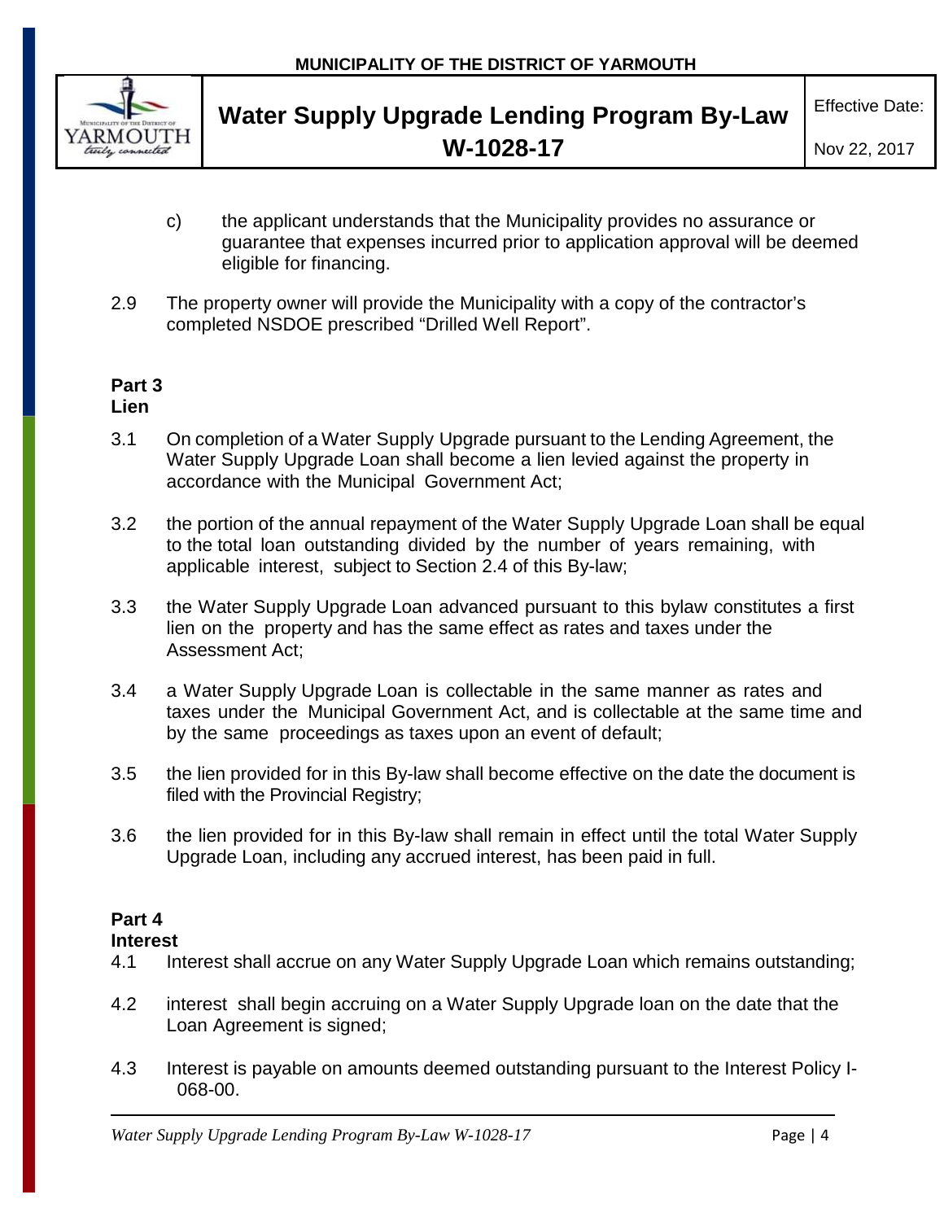c) the applicant understands that the Municipality provides no assurance or guarantee that expenses incurred prior to application approval will be deemed eligible for financing.

2.9 The property owner will provide the Municipality with a copy of the contractor's completed NSDOE prescribed "Drilled Well Report".

## Part 3
## Lien

3.1 On completion of a Water Supply Upgrade pursuant to the Lending Agreement, the Water Supply Upgrade Loan shall become a lien levied against the property in accordance with the Municipal Government Act;

3.2 the portion of the annual repayment of the Water Supply Upgrade Loan shall be equal to the total loan outstanding divided by the number of years remaining, with applicable interest, subject to Section 2.4 of this By-law;

3.3 the Water Supply Upgrade Loan advanced pursuant to this bylaw constitutes a first lien on the property and has the same effect as rates and taxes under the Assessment Act;

3.4 a Water Supply Upgrade Loan is collectable in the same manner as rates and taxes under the Municipal Government Act, and is collectable at the same time and by the same proceedings as taxes upon an event of default;

3.5 the lien provided for in this By-law shall become effective on the date the document is filed with the Provincial Registry;

3.6 the lien provided for in this By-law shall remain in effect until the total Water Supply Upgrade Loan, including any accrued interest, has been paid in full.

## Part 4
## Interest

4.1 Interest shall accrue on any Water Supply Upgrade Loan which remains outstanding;

4.2 interest shall begin accruing on a Water Supply Upgrade loan on the date that the Loan Agreement is signed;

4.3 Interest is payable on amounts deemed outstanding pursuant to the Interest Policy I-068-00.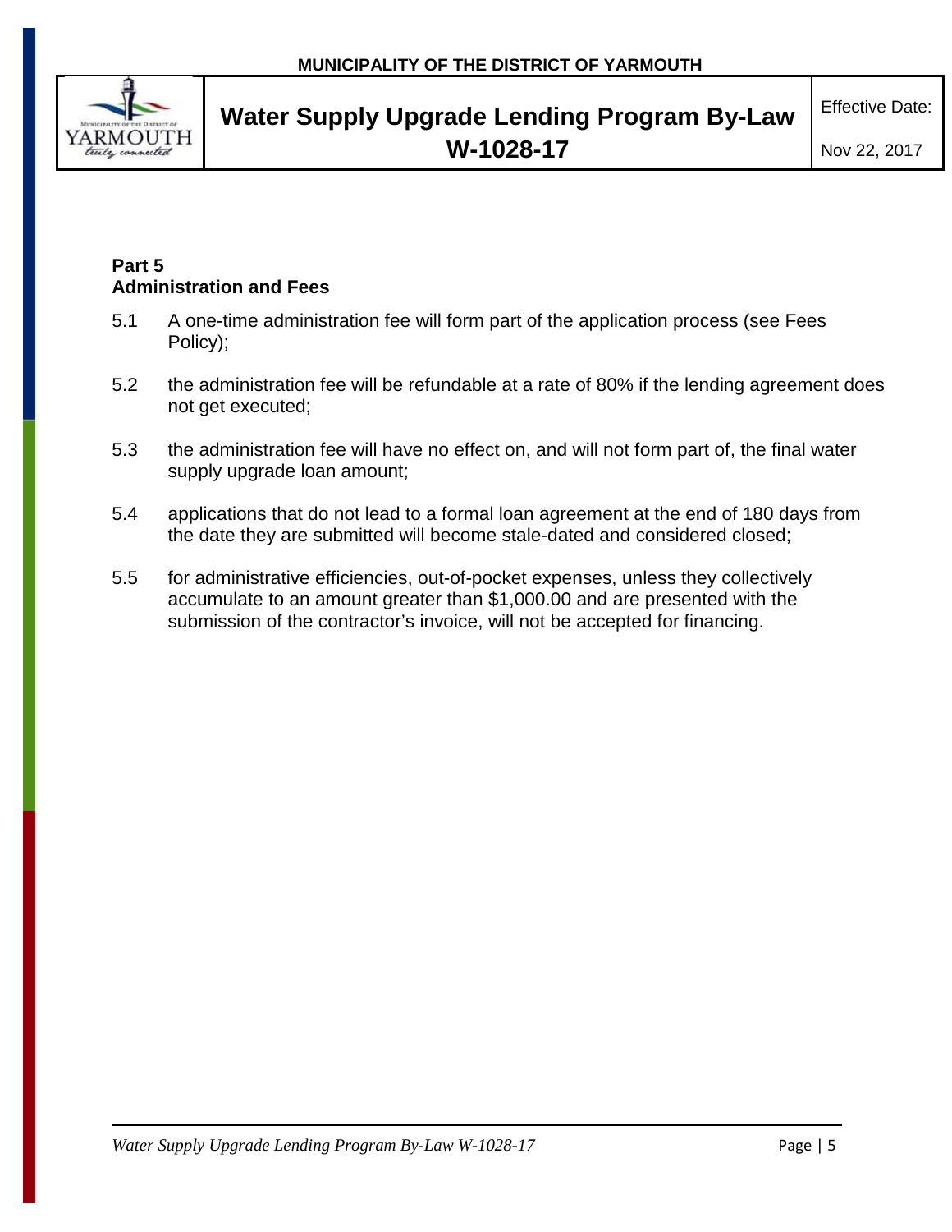## Part 5
## Administration and Fees

5.1 A one-time administration fee will form part of the application process (see Fees Policy);

5.2 the administration fee will be refundable at a rate of 80% if the lending agreement does not get executed;

5.3 the administration fee will have no effect on, and will not form part of, the final water supply upgrade loan amount;

5.4 applications that do not lead to a formal loan agreement at the end of 180 days from the date they are submitted will become stale-dated and considered closed;

5.5 for administrative efficiencies, out-of-pocket expenses, unless they collectively accumulate to an amount greater than $1,000.00 and are presented with the submission of the contractor's invoice, will not be accepted for financing.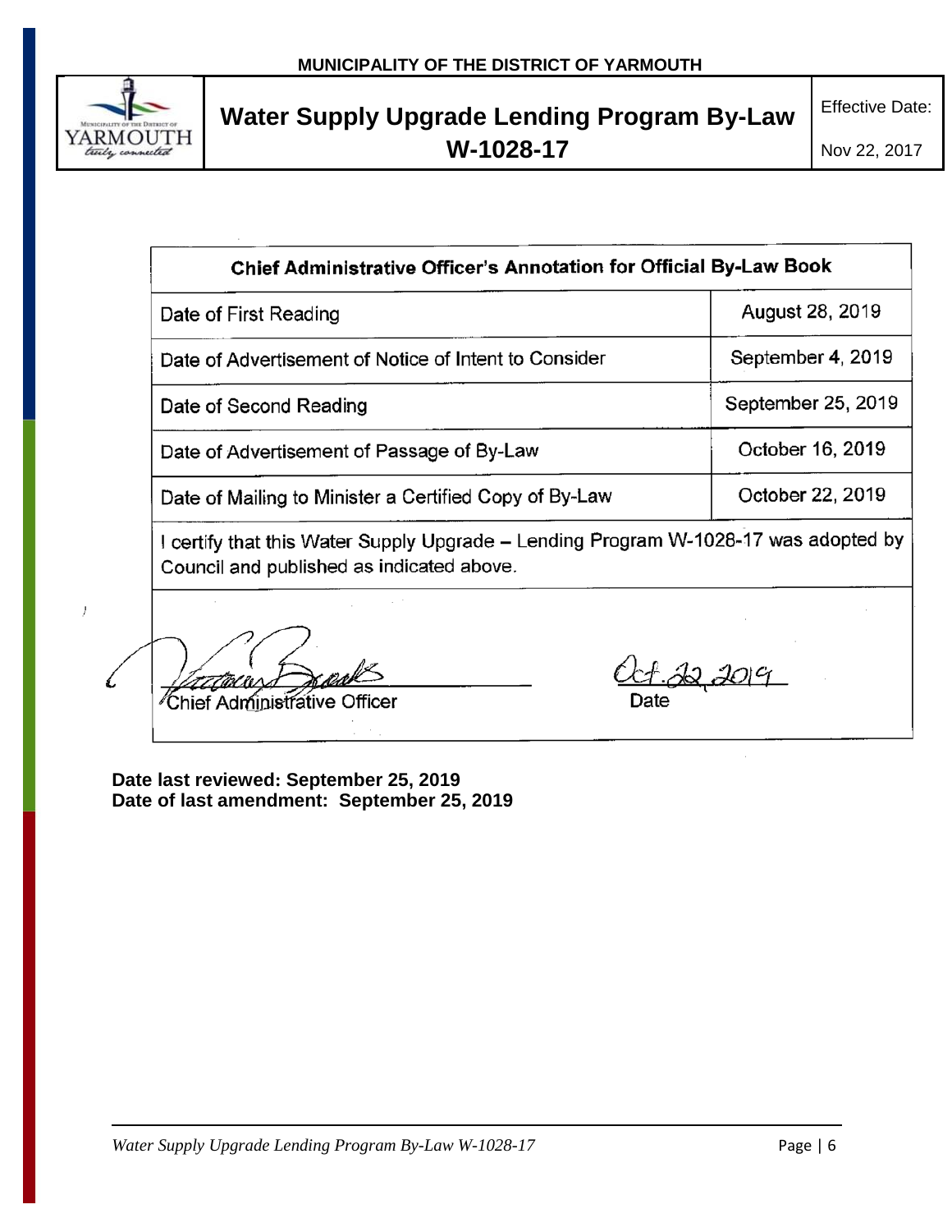| Chief Administrative Officer's Annotation for Official By-Law Book | |
|---|---|
| Date of First Reading | August 28, 2019 |
| Date of Advertisement of Notice of Intent to Consider | September 4, 2019 |
| Date of Second Reading | September 25, 2019 |
| Date of Advertisement of Passage of By-Law | October 16, 2019 |
| Date of Mailing to Minister a Certified Copy of By-Law | October 22, 2019 |

I certify that this Water Supply Upgrade – Lending Program W-1028-17 was adopted by Council and published as indicated above.

Chief Administrative Officer

Oct. 22, 2019
Date

**Date last reviewed: September 25, 2019**
**Date of last amendment: September 25, 2019**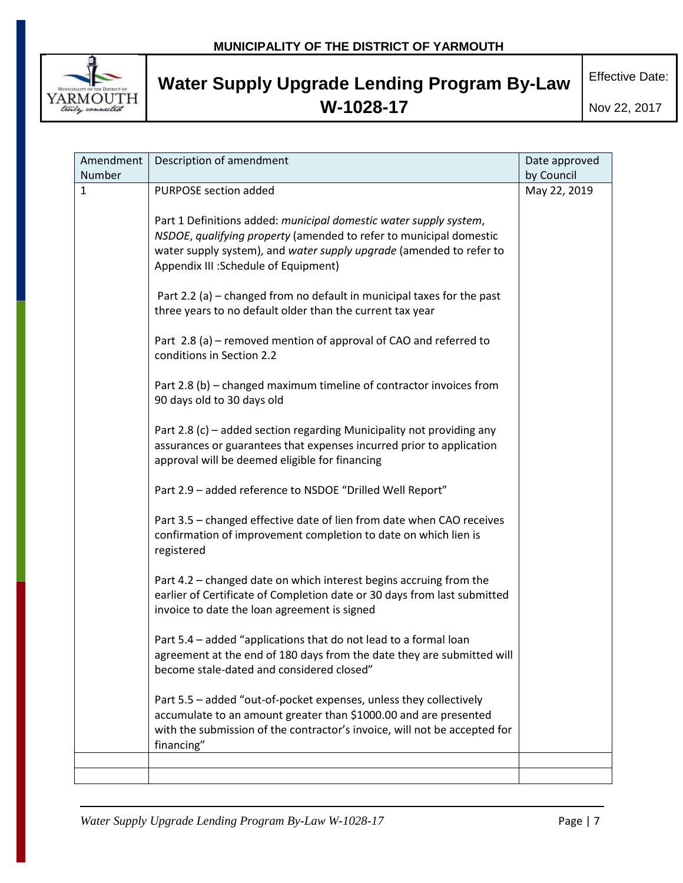| Amendment Number | Description of amendment | Date approved by Council |
|---|---|---|
| 1 | PURPOSE section added<br><br>Part 1 Definitions added: *municipal domestic water supply system*, *NSDOE*, *qualifying property* (amended to refer to municipal domestic water supply system), and *water supply upgrade* (amended to refer to Appendix III :Schedule of Equipment)<br><br>Part 2.2 (a) – changed from no default in municipal taxes for the past three years to no default older than the current tax year<br><br>Part 2.8 (a) – removed mention of approval of CAO and referred to conditions in Section 2.2<br><br>Part 2.8 (b) – changed maximum timeline of contractor invoices from 90 days old to 30 days old<br><br>Part 2.8 (c) – added section regarding Municipality not providing any assurances or guarantees that expenses incurred prior to application approval will be deemed eligible for financing<br><br>Part 2.9 – added reference to NSDOE "Drilled Well Report"<br><br>Part 3.5 – changed effective date of lien from date when CAO receives confirmation of improvement completion to date on which lien is registered<br><br>Part 4.2 – changed date on which interest begins accruing from the earlier of Certificate of Completion date or 30 days from last submitted invoice to date the loan agreement is signed<br><br>Part 5.4 – added "applications that do not lead to a formal loan agreement at the end of 180 days from the date they are submitted will become stale-dated and considered closed"<br><br>Part 5.5 – added "out-of-pocket expenses, unless they collectively accumulate to an amount greater than $1000.00 and are presented with the submission of the contractor's invoice, will not be accepted for financing" | May 22, 2019 |
| | | |
| | | |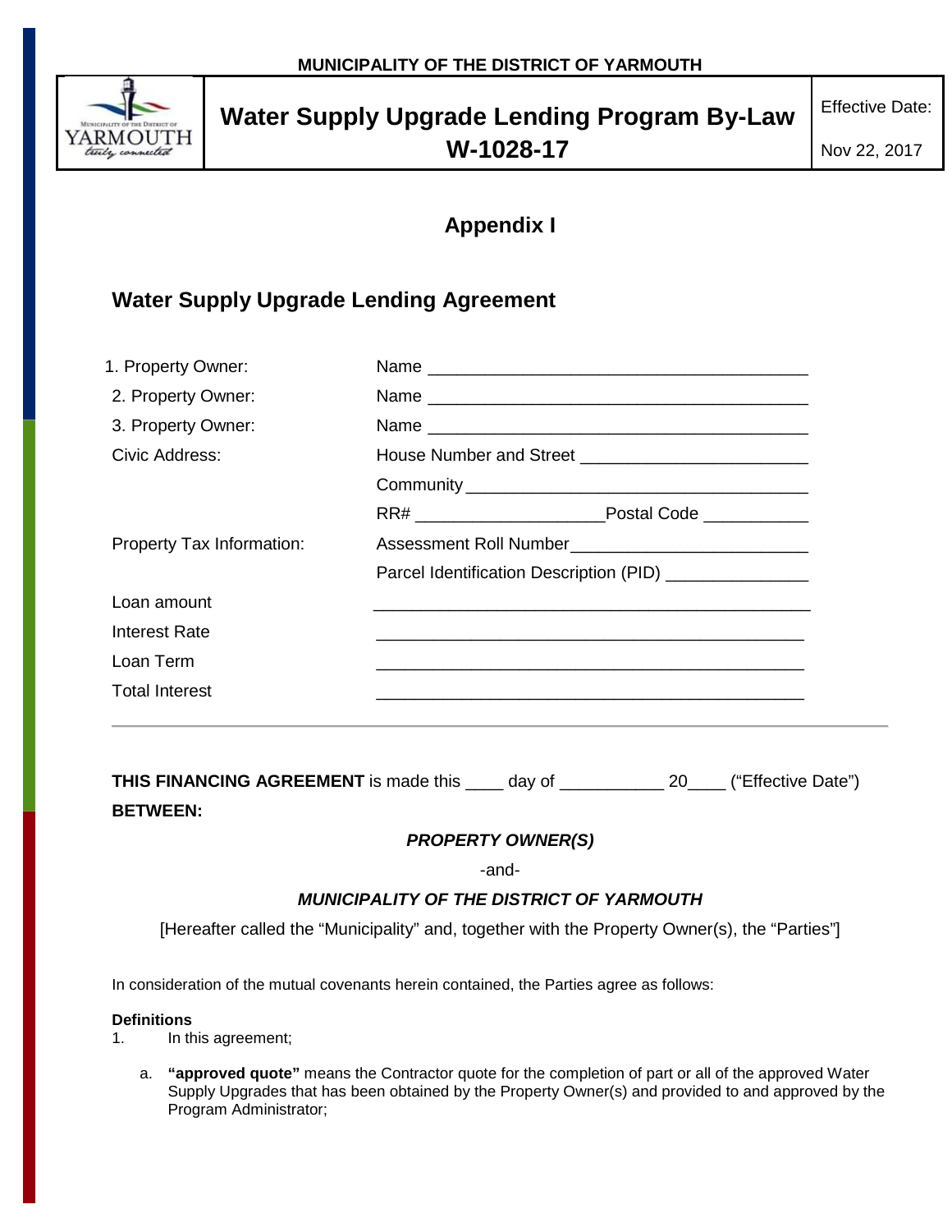## Appendix I

### Water Supply Upgrade Lending Agreement

| | |
|---|---|
| 1. Property Owner: | Name ________________________________________ |
| 2. Property Owner: | Name ________________________________________ |
| 3. Property Owner: | Name ________________________________________ |
| Civic Address: | House Number and Street ________________________ |
| | Community ____________________________________ |
| | RR# ___________________ Postal Code ___________ |
| Property Tax Information: | Assessment Roll Number_________________________ |
| | Parcel Identification Description (PID) ______________ |
| Loan amount | ______________________________________________ |
| Interest Rate | ______________________________________________ |
| Loan Term | ______________________________________________ |
| Total Interest | ______________________________________________ |

---

**THIS FINANCING AGREEMENT** is made this ____ day of ___________ 20____ ("Effective Date")

**BETWEEN:**

***PROPERTY OWNER(S)***

-and-

***MUNICIPALITY OF THE DISTRICT OF YARMOUTH***

[Hereafter called the "Municipality" and, together with the Property Owner(s), the "Parties"]

In consideration of the mutual covenants herein contained, the Parties agree as follows:

**Definitions**

1. In this agreement;

   a. **"approved quote"** means the Contractor quote for the completion of part or all of the approved Water Supply Upgrades that has been obtained by the Property Owner(s) and provided to and approved by the Program Administrator;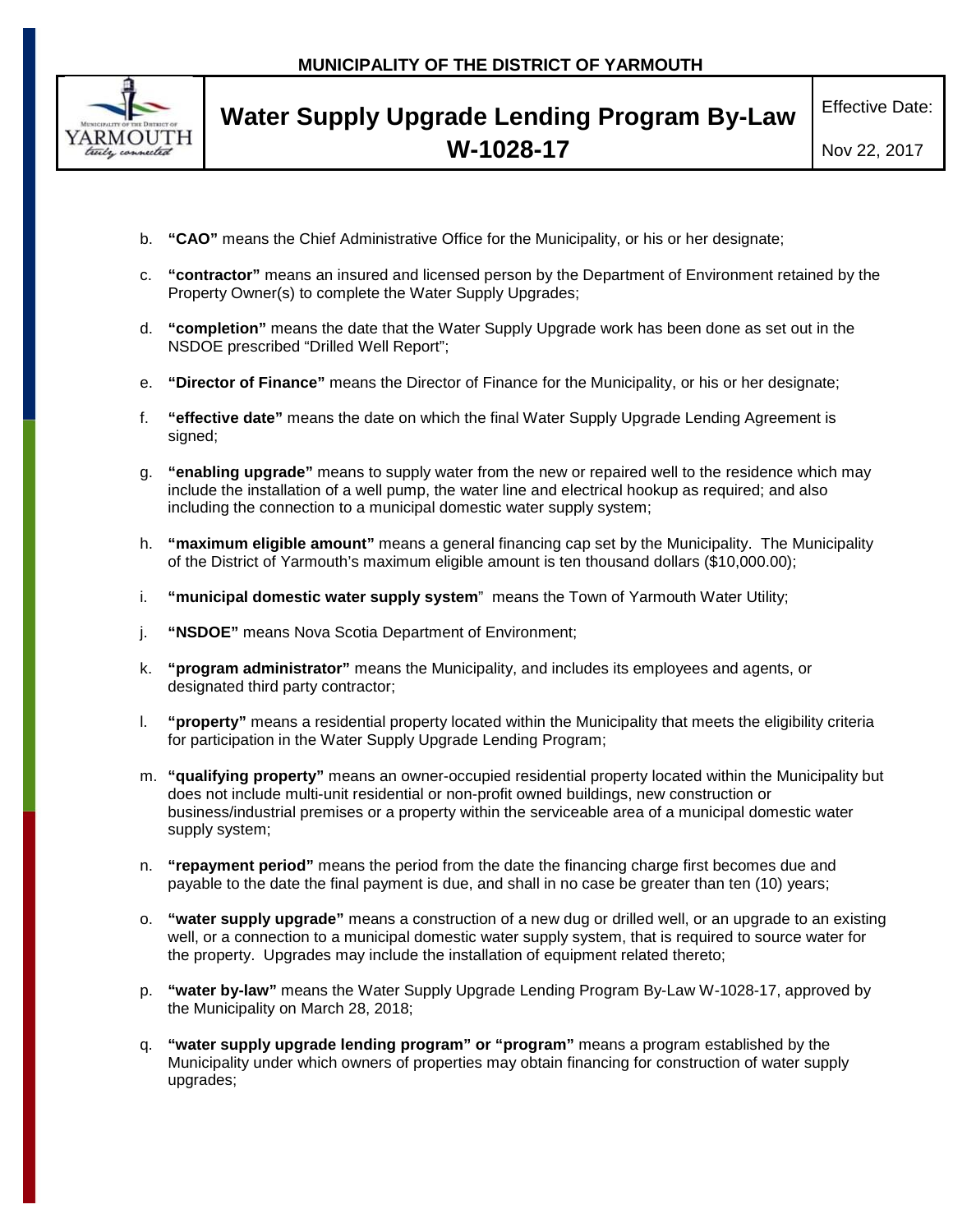b. **"CAO"** means the Chief Administrative Office for the Municipality, or his or her designate;

c. **"contractor"** means an insured and licensed person by the Department of Environment retained by the Property Owner(s) to complete the Water Supply Upgrades;

d. **"completion"** means the date that the Water Supply Upgrade work has been done as set out in the NSDOE prescribed "Drilled Well Report";

e. **"Director of Finance"** means the Director of Finance for the Municipality, or his or her designate;

f. **"effective date"** means the date on which the final Water Supply Upgrade Lending Agreement is signed;

g. **"enabling upgrade"** means to supply water from the new or repaired well to the residence which may include the installation of a well pump, the water line and electrical hookup as required; and also including the connection to a municipal domestic water supply system;

h. **"maximum eligible amount"** means a general financing cap set by the Municipality. The Municipality of the District of Yarmouth's maximum eligible amount is ten thousand dollars ($10,000.00);

i. **"municipal domestic water supply system**" means the Town of Yarmouth Water Utility;

j. **"NSDOE"** means Nova Scotia Department of Environment;

k. **"program administrator"** means the Municipality, and includes its employees and agents, or designated third party contractor;

l. **"property"** means a residential property located within the Municipality that meets the eligibility criteria for participation in the Water Supply Upgrade Lending Program;

m. **"qualifying property"** means an owner-occupied residential property located within the Municipality but does not include multi-unit residential or non-profit owned buildings, new construction or business/industrial premises or a property within the serviceable area of a municipal domestic water supply system;

n. **"repayment period"** means the period from the date the financing charge first becomes due and payable to the date the final payment is due, and shall in no case be greater than ten (10) years;

o. **"water supply upgrade"** means a construction of a new dug or drilled well, or an upgrade to an existing well, or a connection to a municipal domestic water supply system, that is required to source water for the property. Upgrades may include the installation of equipment related thereto;

p. **"water by-law"** means the Water Supply Upgrade Lending Program By-Law W-1028-17, approved by the Municipality on March 28, 2018;

q. **"water supply upgrade lending program" or "program"** means a program established by the Municipality under which owners of properties may obtain financing for construction of water supply upgrades;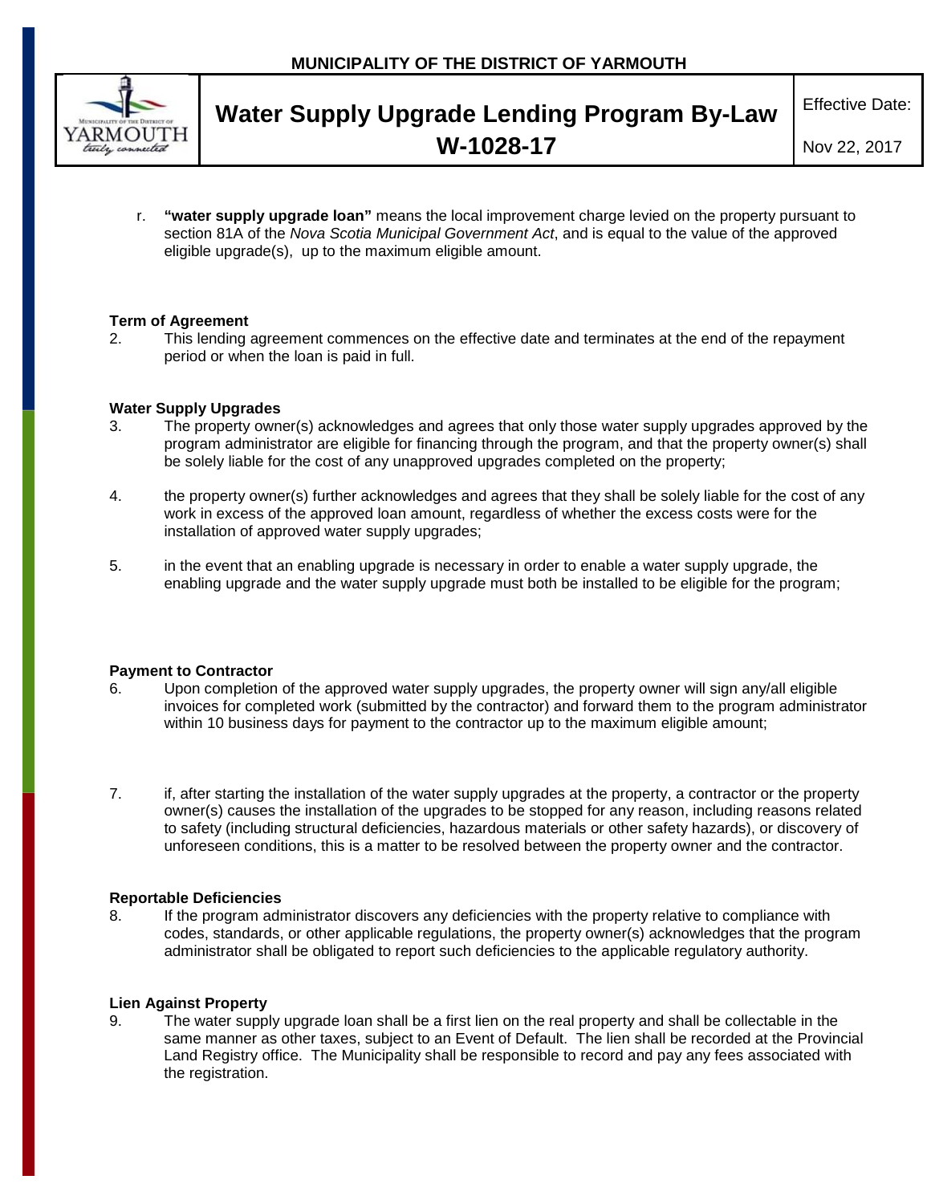r. **"water supply upgrade loan"** means the local improvement charge levied on the property pursuant to section 81A of the *Nova Scotia Municipal Government Act*, and is equal to the value of the approved eligible upgrade(s), up to the maximum eligible amount.

**Term of Agreement**

2. This lending agreement commences on the effective date and terminates at the end of the repayment period or when the loan is paid in full.

**Water Supply Upgrades**

3. The property owner(s) acknowledges and agrees that only those water supply upgrades approved by the program administrator are eligible for financing through the program, and that the property owner(s) shall be solely liable for the cost of any unapproved upgrades completed on the property;

4. the property owner(s) further acknowledges and agrees that they shall be solely liable for the cost of any work in excess of the approved loan amount, regardless of whether the excess costs were for the installation of approved water supply upgrades;

5. in the event that an enabling upgrade is necessary in order to enable a water supply upgrade, the enabling upgrade and the water supply upgrade must both be installed to be eligible for the program;

**Payment to Contractor**

6. Upon completion of the approved water supply upgrades, the property owner will sign any/all eligible invoices for completed work (submitted by the contractor) and forward them to the program administrator within 10 business days for payment to the contractor up to the maximum eligible amount;

7. if, after starting the installation of the water supply upgrades at the property, a contractor or the property owner(s) causes the installation of the upgrades to be stopped for any reason, including reasons related to safety (including structural deficiencies, hazardous materials or other safety hazards), or discovery of unforeseen conditions, this is a matter to be resolved between the property owner and the contractor.

**Reportable Deficiencies**

8. If the program administrator discovers any deficiencies with the property relative to compliance with codes, standards, or other applicable regulations, the property owner(s) acknowledges that the program administrator shall be obligated to report such deficiencies to the applicable regulatory authority.

**Lien Against Property**

9. The water supply upgrade loan shall be a first lien on the real property and shall be collectable in the same manner as other taxes, subject to an Event of Default. The lien shall be recorded at the Provincial Land Registry office. The Municipality shall be responsible to record and pay any fees associated with the registration.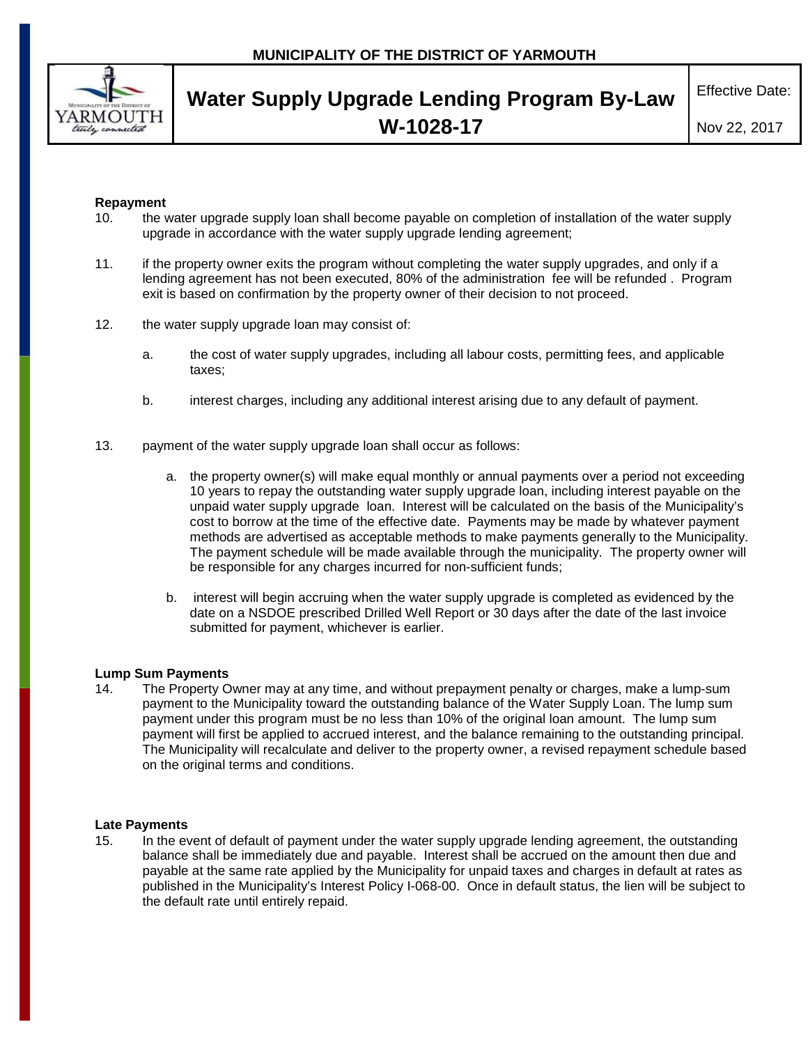**Repayment**

10. the water upgrade supply loan shall become payable on completion of installation of the water supply upgrade in accordance with the water supply upgrade lending agreement;

11. if the property owner exits the program without completing the water supply upgrades, and only if a lending agreement has not been executed, 80% of the administration fee will be refunded . Program exit is based on confirmation by the property owner of their decision to not proceed.

12. the water supply upgrade loan may consist of:

    a. the cost of water supply upgrades, including all labour costs, permitting fees, and applicable taxes;

    b. interest charges, including any additional interest arising due to any default of payment.

13. payment of the water supply upgrade loan shall occur as follows:

    a. the property owner(s) will make equal monthly or annual payments over a period not exceeding 10 years to repay the outstanding water supply upgrade loan, including interest payable on the unpaid water supply upgrade loan. Interest will be calculated on the basis of the Municipality's cost to borrow at the time of the effective date. Payments may be made by whatever payment methods are advertised as acceptable methods to make payments generally to the Municipality. The payment schedule will be made available through the municipality. The property owner will be responsible for any charges incurred for non-sufficient funds;

    b. interest will begin accruing when the water supply upgrade is completed as evidenced by the date on a NSDOE prescribed Drilled Well Report or 30 days after the date of the last invoice submitted for payment, whichever is earlier.

**Lump Sum Payments**

14. The Property Owner may at any time, and without prepayment penalty or charges, make a lump-sum payment to the Municipality toward the outstanding balance of the Water Supply Loan. The lump sum payment under this program must be no less than 10% of the original loan amount. The lump sum payment will first be applied to accrued interest, and the balance remaining to the outstanding principal. The Municipality will recalculate and deliver to the property owner, a revised repayment schedule based on the original terms and conditions.

**Late Payments**

15. In the event of default of payment under the water supply upgrade lending agreement, the outstanding balance shall be immediately due and payable. Interest shall be accrued on the amount then due and payable at the same rate applied by the Municipality for unpaid taxes and charges in default at rates as published in the Municipality's Interest Policy I-068-00. Once in default status, the lien will be subject to the default rate until entirely repaid.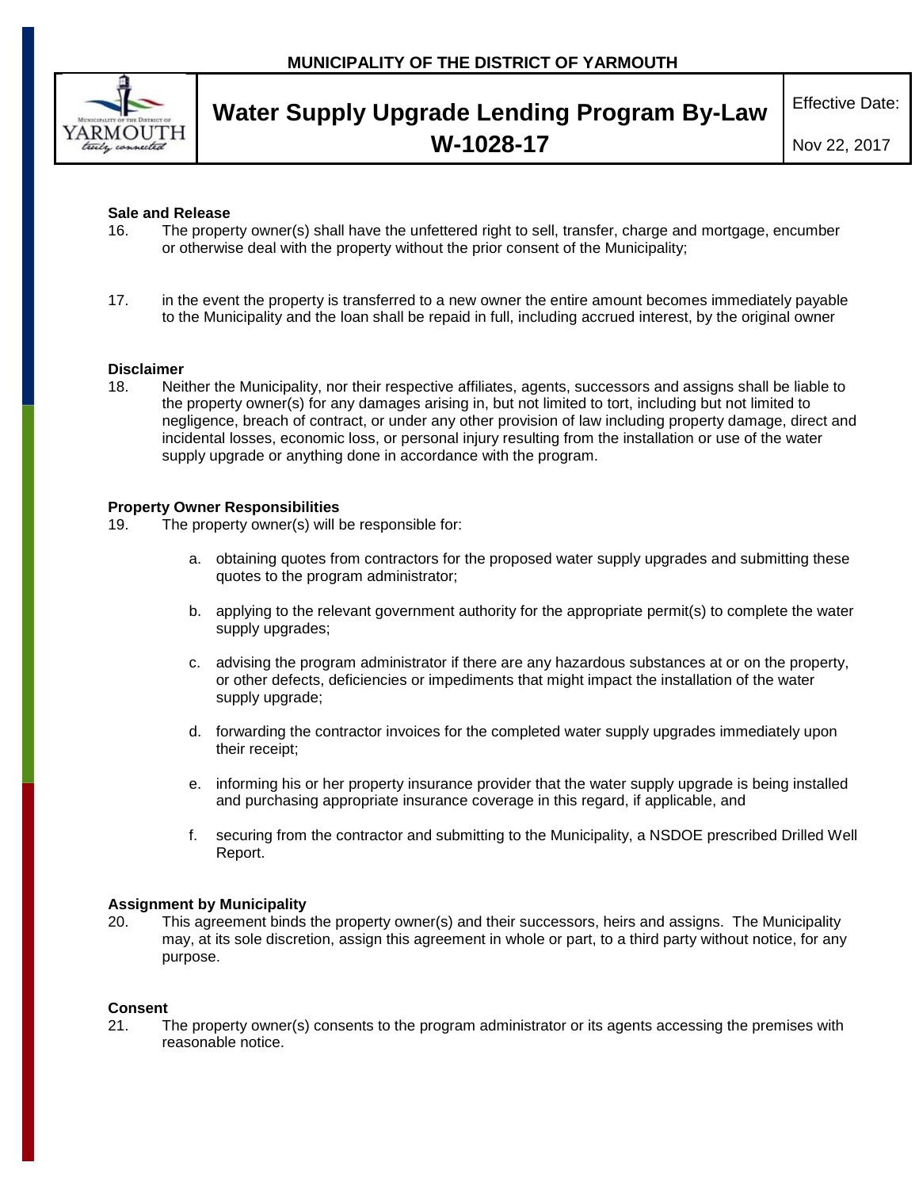**Sale and Release**

16. The property owner(s) shall have the unfettered right to sell, transfer, charge and mortgage, encumber or otherwise deal with the property without the prior consent of the Municipality;

17. in the event the property is transferred to a new owner the entire amount becomes immediately payable to the Municipality and the loan shall be repaid in full, including accrued interest, by the original owner

**Disclaimer**

18. Neither the Municipality, nor their respective affiliates, agents, successors and assigns shall be liable to the property owner(s) for any damages arising in, but not limited to tort, including but not limited to negligence, breach of contract, or under any other provision of law including property damage, direct and incidental losses, economic loss, or personal injury resulting from the installation or use of the water supply upgrade or anything done in accordance with the program.

**Property Owner Responsibilities**

19. The property owner(s) will be responsible for:

    a. obtaining quotes from contractors for the proposed water supply upgrades and submitting these quotes to the program administrator;

    b. applying to the relevant government authority for the appropriate permit(s) to complete the water supply upgrades;

    c. advising the program administrator if there are any hazardous substances at or on the property, or other defects, deficiencies or impediments that might impact the installation of the water supply upgrade;

    d. forwarding the contractor invoices for the completed water supply upgrades immediately upon their receipt;

    e. informing his or her property insurance provider that the water supply upgrade is being installed and purchasing appropriate insurance coverage in this regard, if applicable, and

    f. securing from the contractor and submitting to the Municipality, a NSDOE prescribed Drilled Well Report.

**Assignment by Municipality**

20. This agreement binds the property owner(s) and their successors, heirs and assigns. The Municipality may, at its sole discretion, assign this agreement in whole or part, to a third party without notice, for any purpose.

**Consent**

21. The property owner(s) consents to the program administrator or its agents accessing the premises with reasonable notice.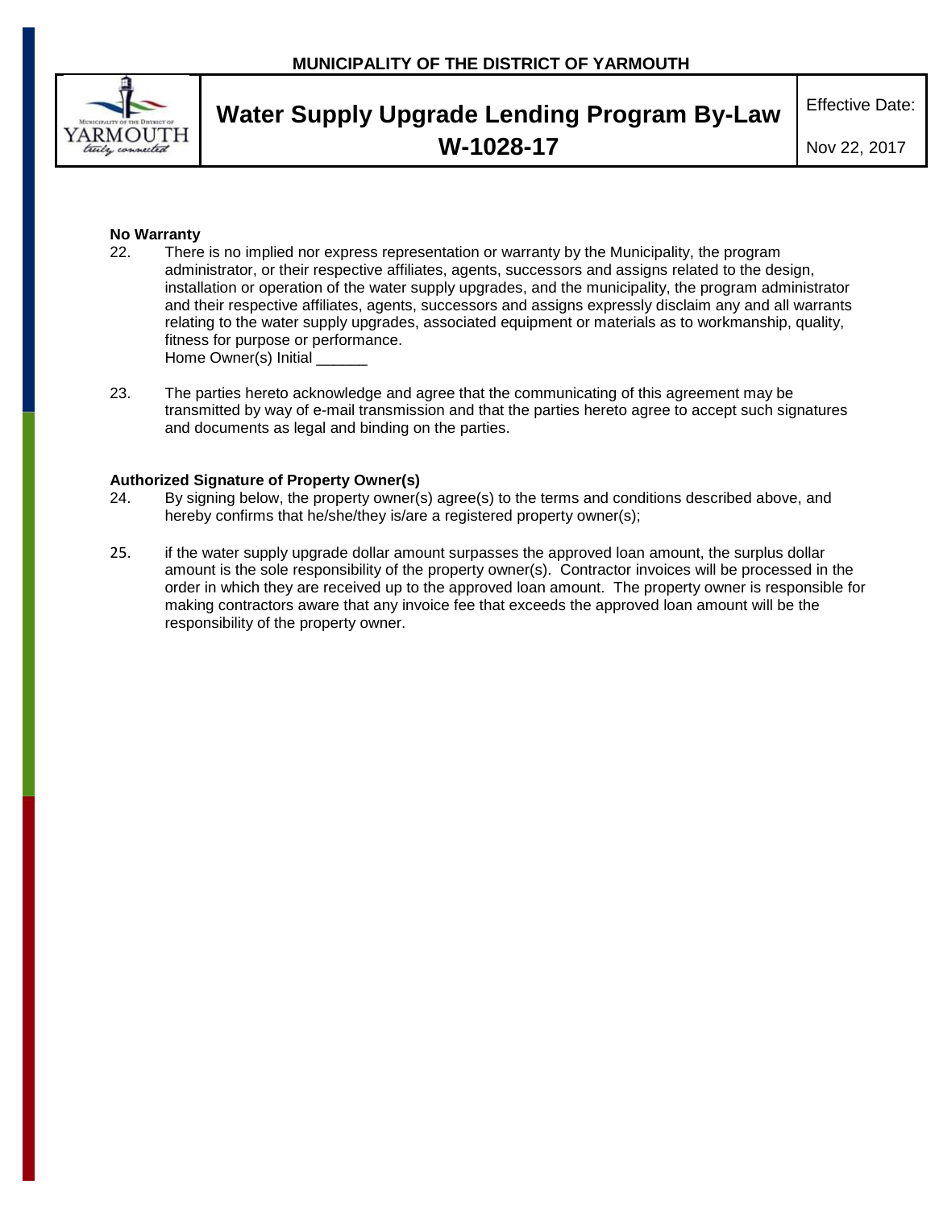#### No Warranty

22. There is no implied nor express representation or warranty by the Municipality, the program administrator, or their respective affiliates, agents, successors and assigns related to the design, installation or operation of the water supply upgrades, and the municipality, the program administrator and their respective affiliates, agents, successors and assigns expressly disclaim any and all warrants relating to the water supply upgrades, associated equipment or materials as to workmanship, quality, fitness for purpose or performance.
Home Owner(s) Initial ______

23. The parties hereto acknowledge and agree that the communicating of this agreement may be transmitted by way of e-mail transmission and that the parties hereto agree to accept such signatures and documents as legal and binding on the parties.

#### Authorized Signature of Property Owner(s)

24. By signing below, the property owner(s) agree(s) to the terms and conditions described above, and hereby confirms that he/she/they is/are a registered property owner(s);

25. if the water supply upgrade dollar amount surpasses the approved loan amount, the surplus dollar amount is the sole responsibility of the property owner(s). Contractor invoices will be processed in the order in which they are received up to the approved loan amount. The property owner is responsible for making contractors aware that any invoice fee that exceeds the approved loan amount will be the responsibility of the property owner.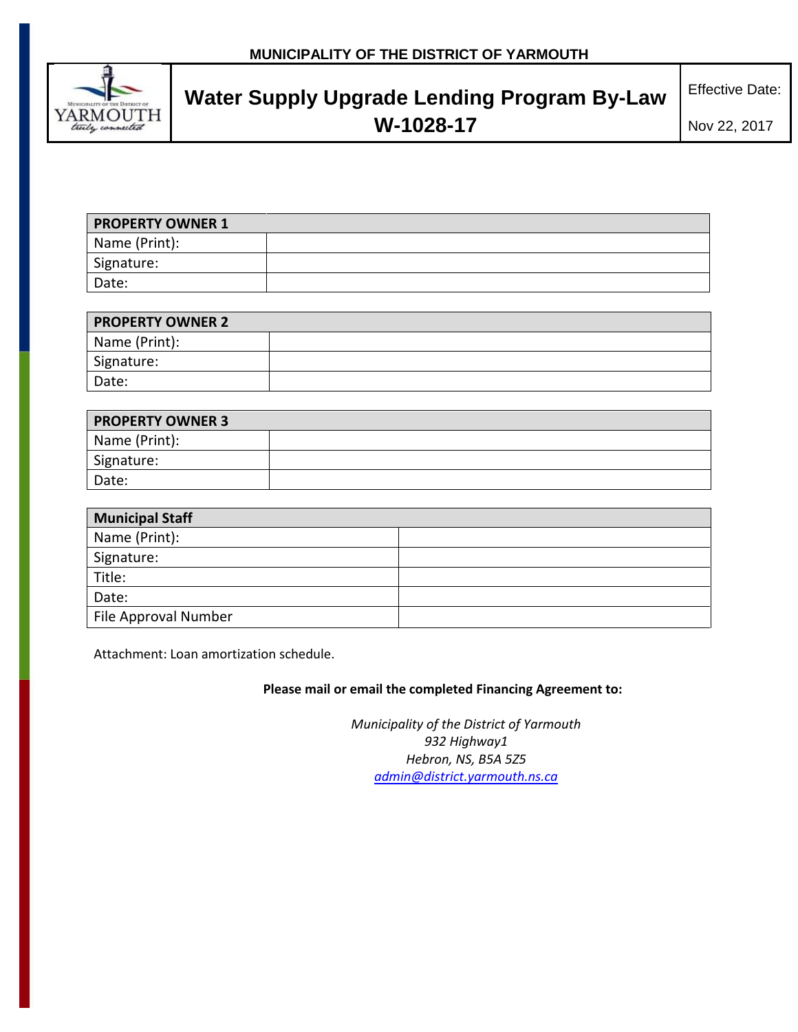| PROPERTY OWNER 1 | |
| --- | --- |
| Name (Print): | |
| Signature: | |
| Date: | |

| PROPERTY OWNER 2 | |
| --- | --- |
| Name (Print): | |
| Signature: | |
| Date: | |

| PROPERTY OWNER 3 | |
| --- | --- |
| Name (Print): | |
| Signature: | |
| Date: | |

| Municipal Staff | |
| --- | --- |
| Name (Print): | |
| Signature: | |
| Title: | |
| Date: | |
| File Approval Number | |

Attachment: Loan amortization schedule.

**Please mail or email the completed Financing Agreement to:**

*Municipality of the District of Yarmouth*
*932 Highway1*
*Hebron, NS, B5A 5Z5*
*admin@district.yarmouth.ns.ca*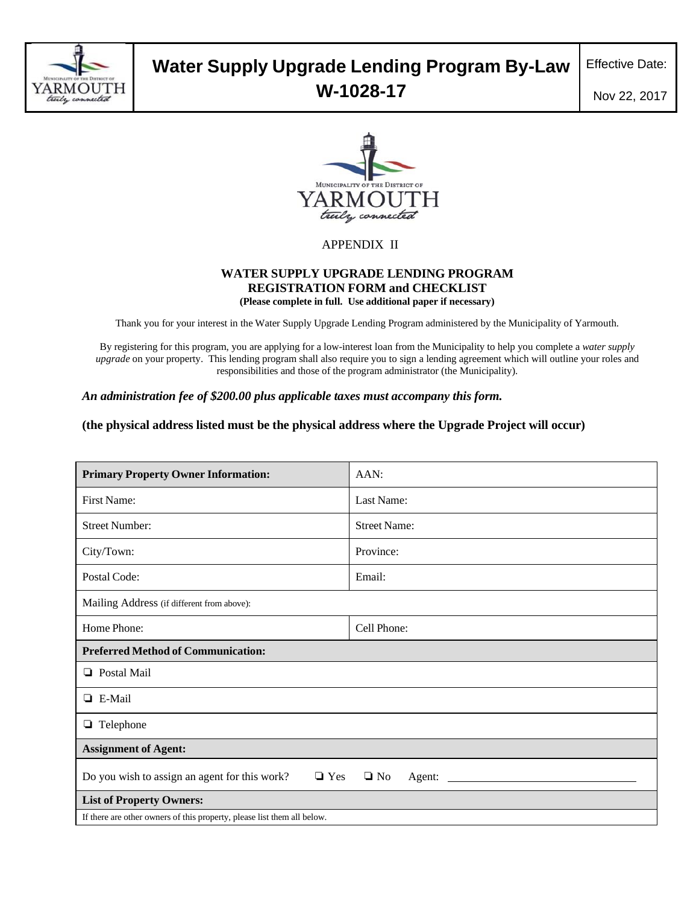APPENDIX II

## WATER SUPPLY UPGRADE LENDING PROGRAM REGISTRATION FORM and CHECKLIST

**(Please complete in full. Use additional paper if necessary)**

Thank you for your interest in the Water Supply Upgrade Lending Program administered by the Municipality of Yarmouth.

By registering for this program, you are applying for a low-interest loan from the Municipality to help you complete a *water supply upgrade* on your property. This lending program shall also require you to sign a lending agreement which will outline your roles and responsibilities and those of the program administrator (the Municipality).

***An administration fee of $200.00 plus applicable taxes must accompany this form.***

**(the physical address listed must be the physical address where the Upgrade Project will occur)**

| | |
|---|---|
| **Primary Property Owner Information:** | AAN: |
| First Name: | Last Name: |
| Street Number: | Street Name: |
| City/Town: | Province: |
| Postal Code: | Email: |
| Mailing Address (if different from above): | |
| Home Phone: | Cell Phone: |
| **Preferred Method of Communication:** | |
| ❏ Postal Mail | |
| ❏ E-Mail | |
| ❏ Telephone | |
| **Assignment of Agent:** | |
| Do you wish to assign an agent for this work? ❏ Yes ❏ No Agent: ____________________ | |
| **List of Property Owners:** | |
| If there are other owners of this property, please list them all below. | |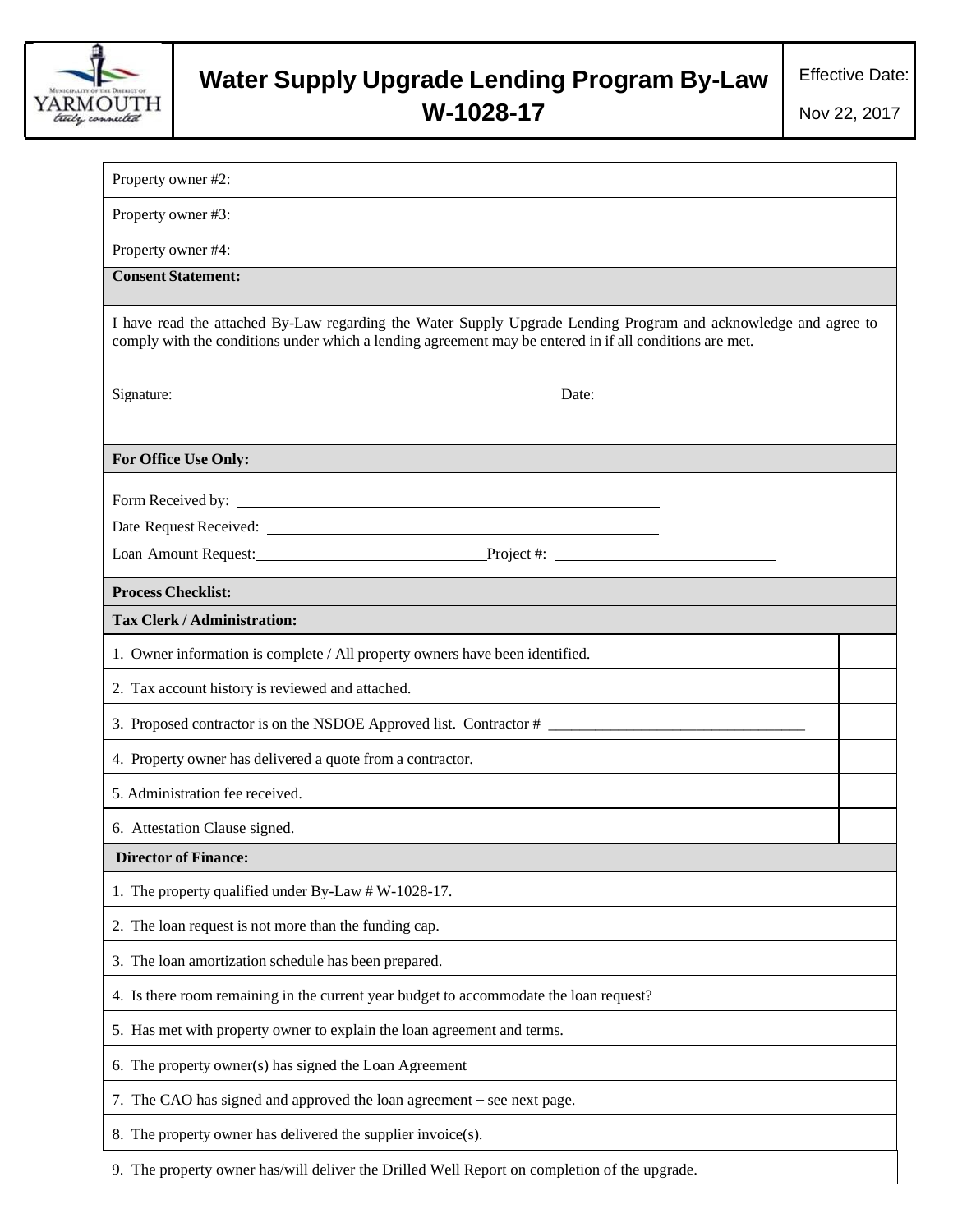| | |
|---|---|
| Property owner #2: | |
| Property owner #3: | |
| Property owner #4: | |
| **Consent Statement:** | |
| I have read the attached By-Law regarding the Water Supply Upgrade Lending Program and acknowledge and agree to comply with the conditions under which a lending agreement may be entered in if all conditions are met.<br><br>Signature:_______________________________ Date: _______________________ | |
| **For Office Use Only:** | |
| Form Received by: _______________________________<br>Date Request Received: _______________________________<br>Loan Amount Request:_____________________Project #: _____________________ | |
| **Process Checklist:** | |
| **Tax Clerk / Administration:** | |
| 1. Owner information is complete / All property owners have been identified. | |
| 2. Tax account history is reviewed and attached. | |
| 3. Proposed contractor is on the NSDOE Approved list. Contractor # ______________________________ | |
| 4. Property owner has delivered a quote from a contractor. | |
| 5. Administration fee received. | |
| 6. Attestation Clause signed. | |
| **Director of Finance:** | |
| 1. The property qualified under By-Law # W-1028-17. | |
| 2. The loan request is not more than the funding cap. | |
| 3. The loan amortization schedule has been prepared. | |
| 4. Is there room remaining in the current year budget to accommodate the loan request? | |
| 5. Has met with property owner to explain the loan agreement and terms. | |
| 6. The property owner(s) has signed the Loan Agreement | |
| 7. The CAO has signed and approved the loan agreement – see next page. | |
| 8. The property owner has delivered the supplier invoice(s). | |
| 9. The property owner has/will deliver the Drilled Well Report on completion of the upgrade. | |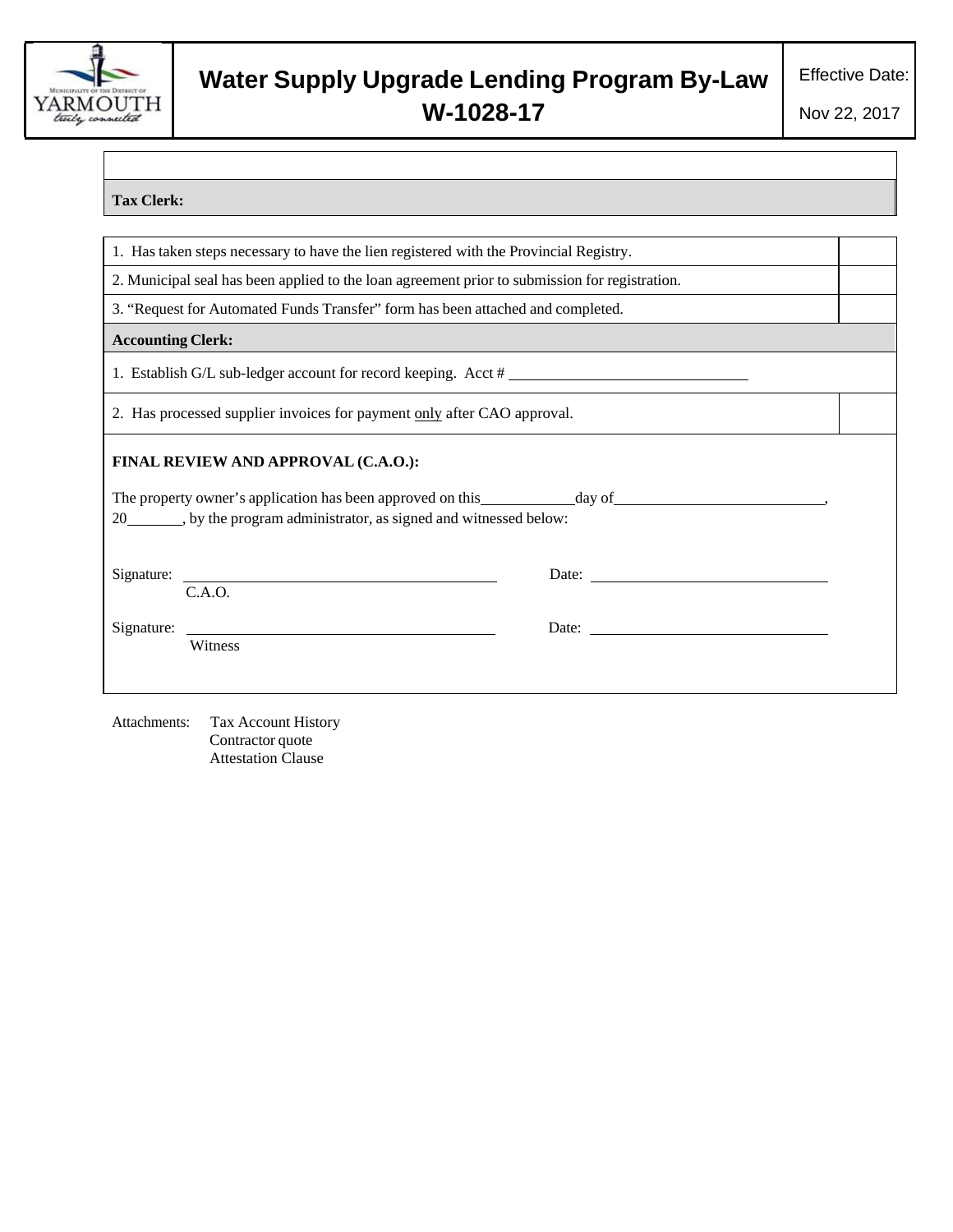**Tax Clerk:**

| | |
|---|---|
| 1. Has taken steps necessary to have the lien registered with the Provincial Registry. | |
| 2. Municipal seal has been applied to the loan agreement prior to submission for registration. | |
| 3. "Request for Automated Funds Transfer" form has been attached and completed. | |

**Accounting Clerk:**

| | |
|---|---|
| 1. Establish G/L sub-ledger account for record keeping. Acct # ______________________________ | |
| 2. Has processed supplier invoices for payment only after CAO approval. | |

**FINAL REVIEW AND APPROVAL (C.A.O.):**

The property owner's application has been approved on this ____________ day of ___________________________, 20_______, by the program administrator, as signed and witnessed below:

Signature: ________________________________________ Date: ________________________________
C.A.O.

Signature: ________________________________________ Date: ________________________________
Witness

Attachments: Tax Account History
Contractor quote
Attestation Clause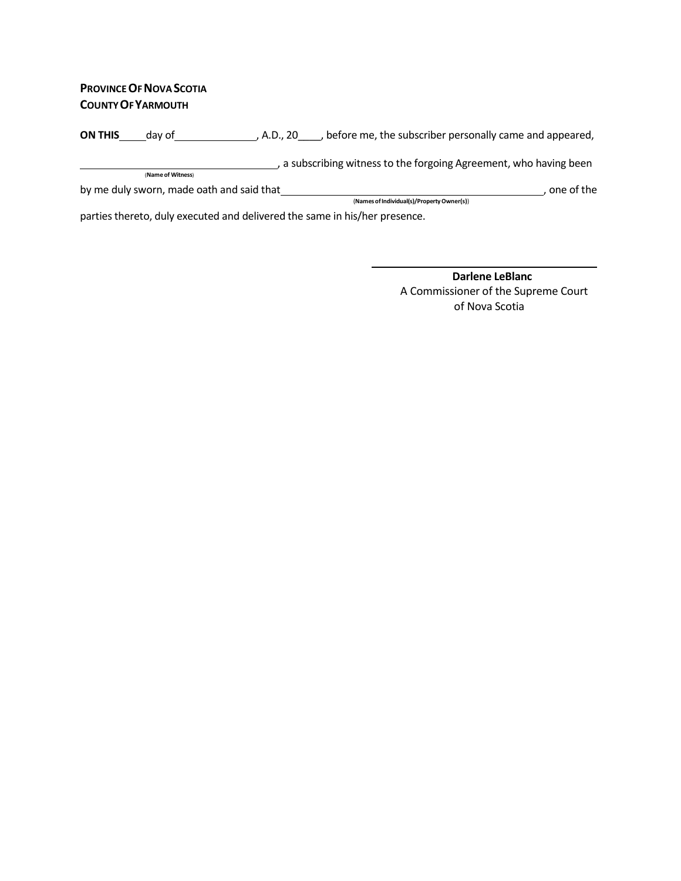**PROVINCE OF NOVA SCOTIA**
**COUNTY OF YARMOUTH**

**ON THIS** _____ day of _______________, A.D., 20____, before me, the subscriber personally came and appeared,

_______________________________________, a subscribing witness to the forgoing Agreement, who having been
(**Name of Witness**)

by me duly sworn, made oath and said that ___________________________________________________, one of the
(**Names of Individual(s)/Property Owner(s)**)

parties thereto, duly executed and delivered the same in his/her presence.

_______________________________________
**Darlene LeBlanc**
A Commissioner of the Supreme Court
of Nova Scotia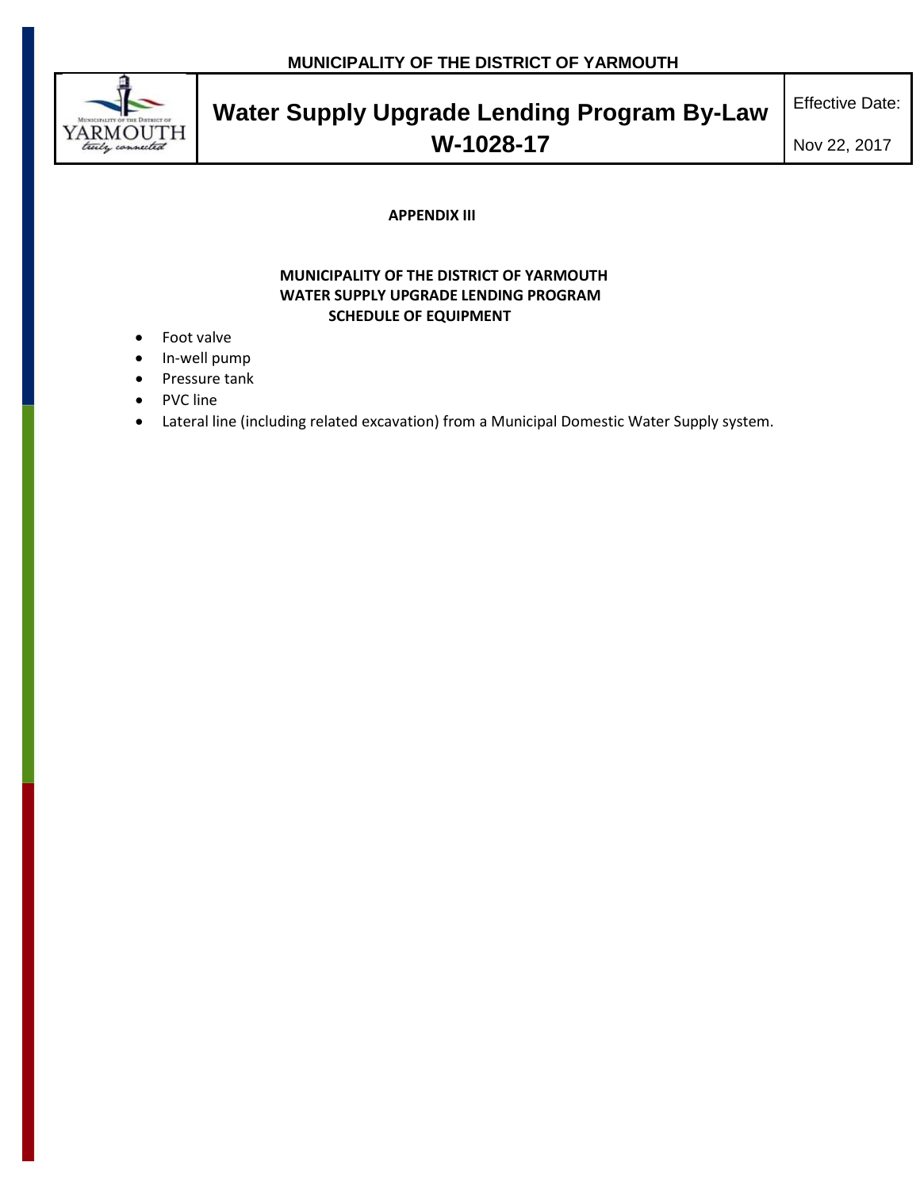## APPENDIX III

**MUNICIPALITY OF THE DISTRICT OF YARMOUTH**
**WATER SUPPLY UPGRADE LENDING PROGRAM**
**SCHEDULE OF EQUIPMENT**

- Foot valve
- In-well pump
- Pressure tank
- PVC line
- Lateral line (including related excavation) from a Municipal Domestic Water Supply system.